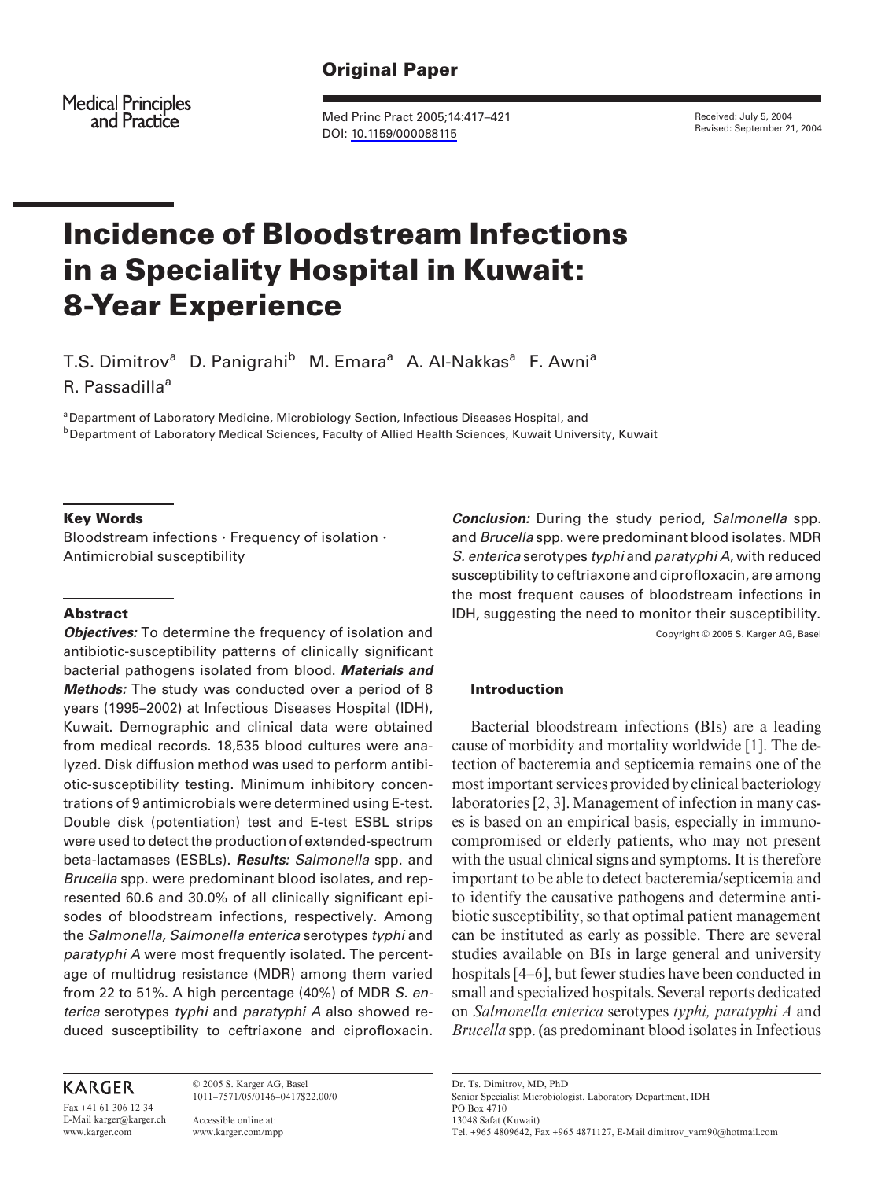Original Paper

Medical Principles and Practice

Received: July 5, 2004
Revised: September 21, 2004

# Incidence of Bloodstream Infections in a Speciality Hospital in Kuwait: 8-Year Experience

T.S. Dimitrov[a] D. Panigrahi[b] M. Emara[a] A. Al-Nakkas[a] F. Awni[a] R. Passadilla[a]

[a]Department of Laboratory Medicine, Microbiology Section, Infectious Diseases Hospital, and
[b]Department of Laboratory Medical Sciences, Faculty of Allied Health Sciences, Kuwait University, Kuwait

### Key Words

Bloodstream infections · Frequency of isolation · Antimicrobial susceptibility

### Abstract

***Objectives:*** To determine the frequency of isolation and antibiotic-susceptibility patterns of clinically significant bacterial pathogens isolated from blood. ***Materials and Methods:*** The study was conducted over a period of 8 years (1995–2002) at Infectious Diseases Hospital (IDH), Kuwait. Demographic and clinical data were obtained from medical records. 18,535 blood cultures were analyzed. Disk diffusion method was used to perform antibiotic-susceptibility testing. Minimum inhibitory concentrations of 9 antimicrobials were determined using E-test. Double disk (potentiation) test and E-test ESBL strips were used to detect the production of extended-spectrum beta-lactamases (ESBLs). ***Results:*** *Salmonella* spp. and *Brucella* spp. were predominant blood isolates, and represented 60.6 and 30.0% of all clinically significant episodes of bloodstream infections, respectively. Among the *Salmonella, Salmonella enterica* serotypes *typhi* and *paratyphi A* were most frequently isolated. The percentage of multidrug resistance (MDR) among them varied from 22 to 51%. A high percentage (40%) of MDR *S. enterica* serotypes *typhi* and *paratyphi A* also showed reduced susceptibility to ceftriaxone and ciprofloxacin. ***Conclusion:*** During the study period, *Salmonella* spp. and *Brucella* spp. were predominant blood isolates. MDR *S. enterica* serotypes *typhi* and *paratyphi A*, with reduced susceptibility to ceftriaxone and ciprofloxacin, are among the most frequent causes of bloodstream infections in IDH, suggesting the need to monitor their susceptibility.

Copyright © 2005 S. Karger AG, Basel

### Introduction

Bacterial bloodstream infections (BIs) are a leading cause of morbidity and mortality worldwide [1]. The detection of bacteremia and septicemia remains one of the most important services provided by clinical bacteriology laboratories [2, 3]. Management of infection in many cases is based on an empirical basis, especially in immunocompromised or elderly patients, who may not present with the usual clinical signs and symptoms. It is therefore important to be able to detect bacteremia/septicemia and to identify the causative pathogens and determine antibiotic susceptibility, so that optimal patient management can be instituted as early as possible. There are several studies available on BIs in large general and university hospitals [4–6], but fewer studies have been conducted in small and specialized hospitals. Several reports dedicated on *Salmonella enterica* serotypes *typhi, paratyphi A* and *Brucella* spp. (as predominant blood isolates in Infectious

KARGER

Fax +41 61 306 12 34
E-Mail karger@karger.ch
www.karger.com

© 2005 S. Karger AG, Basel
1011–7571/05/0146–0417$22.00/0

Accessible online at:
www.karger.com/mpp

Dr. Ts. Dimitrov, MD, PhD
Senior Specialist Microbiologist, Laboratory Department, IDH
PO Box 4710
13048 Safat (Kuwait)
Tel. +965 4809642, Fax +965 4871127, E-Mail dimitrov_varn90@hotmail.com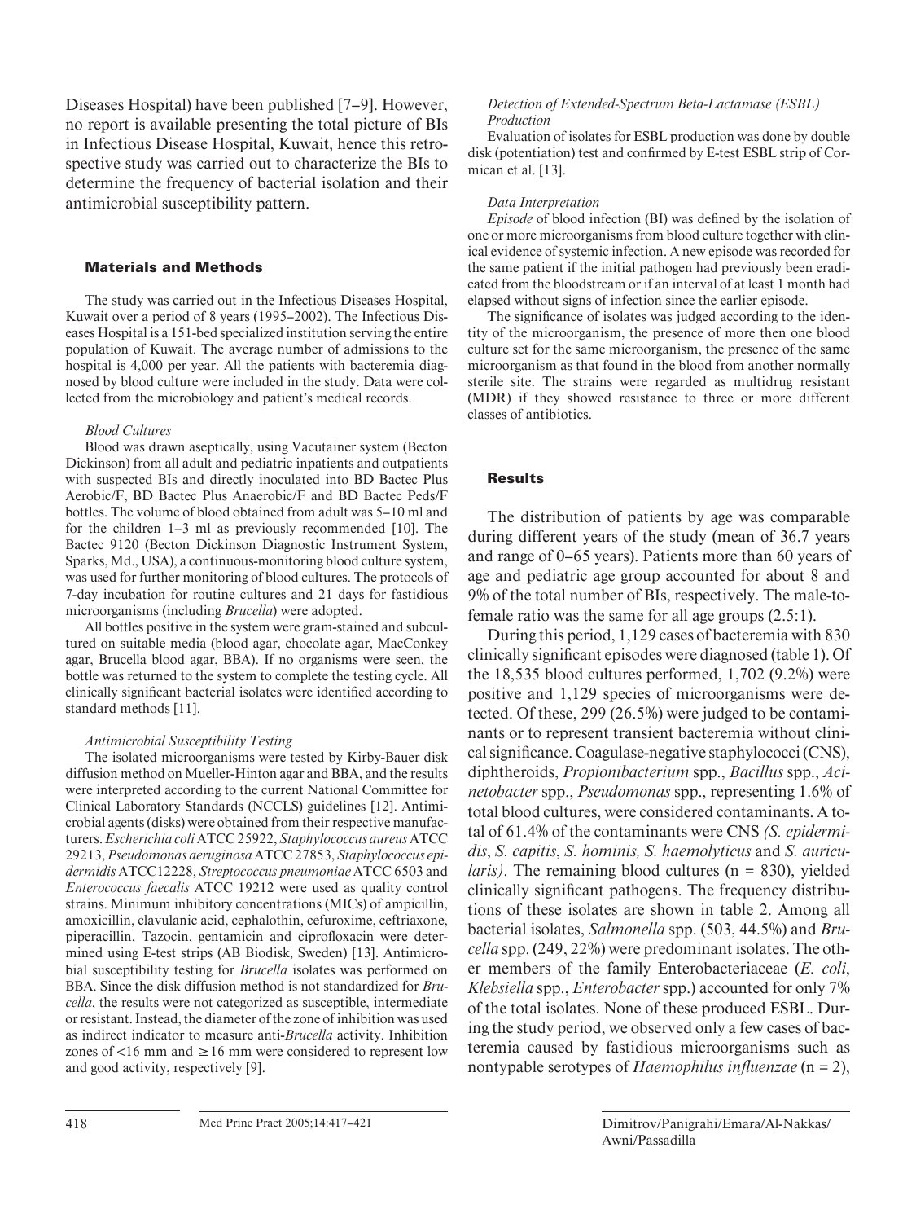Diseases Hospital) have been published [7–9]. However, no report is available presenting the total picture of BIs in Infectious Disease Hospital, Kuwait, hence this retrospective study was carried out to characterize the BIs to determine the frequency of bacterial isolation and their antimicrobial susceptibility pattern.

## Materials and Methods

The study was carried out in the Infectious Diseases Hospital, Kuwait over a period of 8 years (1995–2002). The Infectious Diseases Hospital is a 151-bed specialized institution serving the entire population of Kuwait. The average number of admissions to the hospital is 4,000 per year. All the patients with bacteremia diagnosed by blood culture were included in the study. Data were collected from the microbiology and patient's medical records.

### *Blood Cultures*

Blood was drawn aseptically, using Vacutainer system (Becton Dickinson) from all adult and pediatric inpatients and outpatients with suspected BIs and directly inoculated into BD Bactec Plus Aerobic/F, BD Bactec Plus Anaerobic/F and BD Bactec Peds/F bottles. The volume of blood obtained from adult was 5–10 ml and for the children 1–3 ml as previously recommended [10]. The Bactec 9120 (Becton Dickinson Diagnostic Instrument System, Sparks, Md., USA), a continuous-monitoring blood culture system, was used for further monitoring of blood cultures. The protocols of 7-day incubation for routine cultures and 21 days for fastidious microorganisms (including *Brucella*) were adopted.

All bottles positive in the system were gram-stained and subcultured on suitable media (blood agar, chocolate agar, MacConkey agar, Brucella blood agar, BBA). If no organisms were seen, the bottle was returned to the system to complete the testing cycle. All clinically significant bacterial isolates were identified according to standard methods [11].

### *Antimicrobial Susceptibility Testing*

The isolated microorganisms were tested by Kirby-Bauer disk diffusion method on Mueller-Hinton agar and BBA, and the results were interpreted according to the current National Committee for Clinical Laboratory Standards (NCCLS) guidelines [12]. Antimicrobial agents (disks) were obtained from their respective manufacturers. *Escherichia coli* ATCC 25922, *Staphylococcus aureus* ATCC 29213, *Pseudomonas aeruginosa* ATCC 27853, *Staphylococcus epidermidis* ATCC12228, *Streptococcus pneumoniae* ATCC 6503 and *Enterococcus faecalis* ATCC 19212 were used as quality control strains. Minimum inhibitory concentrations (MICs) of ampicillin, amoxicillin, clavulanic acid, cephalothin, cefuroxime, ceftriaxone, piperacillin, Tazocin, gentamicin and ciprofloxacin were determined using E-test strips (AB Biodisk, Sweden) [13]. Antimicrobial susceptibility testing for *Brucella* isolates was performed on BBA. Since the disk diffusion method is not standardized for *Brucella*, the results were not categorized as susceptible, intermediate or resistant. Instead, the diameter of the zone of inhibition was used as indirect indicator to measure anti-*Brucella* activity. Inhibition zones of <16 mm and ≥16 mm were considered to represent low and good activity, respectively [9].

### *Detection of Extended-Spectrum Beta-Lactamase (ESBL) Production*

Evaluation of isolates for ESBL production was done by double disk (potentiation) test and confirmed by E-test ESBL strip of Cormican et al. [13].

### *Data Interpretation*

*Episode* of blood infection (BI) was defined by the isolation of one or more microorganisms from blood culture together with clinical evidence of systemic infection. A new episode was recorded for the same patient if the initial pathogen had previously been eradicated from the bloodstream or if an interval of at least 1 month had elapsed without signs of infection since the earlier episode.

The significance of isolates was judged according to the identity of the microorganism, the presence of more then one blood culture set for the same microorganism, the presence of the same microorganism as that found in the blood from another normally sterile site. The strains were regarded as multidrug resistant (MDR) if they showed resistance to three or more different classes of antibiotics.

## Results

The distribution of patients by age was comparable during different years of the study (mean of 36.7 years and range of 0–65 years). Patients more than 60 years of age and pediatric age group accounted for about 8 and 9% of the total number of BIs, respectively. The male-to-female ratio was the same for all age groups (2.5:1).

During this period, 1,129 cases of bacteremia with 830 clinically significant episodes were diagnosed (table 1). Of the 18,535 blood cultures performed, 1,702 (9.2%) were positive and 1,129 species of microorganisms were detected. Of these, 299 (26.5%) were judged to be contaminants or to represent transient bacteremia without clinical significance. Coagulase-negative staphylococci (CNS), diphtheroids, *Propionibacterium* spp., *Bacillus* spp., *Acinetobacter* spp., *Pseudomonas* spp., representing 1.6% of total blood cultures, were considered contaminants. A total of 61.4% of the contaminants were CNS *(S. epidermidis*, *S. capitis*, *S. hominis, S. haemolyticus* and *S. auricularis)*. The remaining blood cultures (n = 830), yielded clinically significant pathogens. The frequency distributions of these isolates are shown in table 2. Among all bacterial isolates, *Salmonella* spp. (503, 44.5%) and *Brucella* spp. (249, 22%) were predominant isolates. The other members of the family Enterobacteriaceae (*E. coli*, *Klebsiella* spp., *Enterobacter* spp.) accounted for only 7% of the total isolates. None of these produced ESBL. During the study period, we observed only a few cases of bacteremia caused by fastidious microorganisms such as nontypable serotypes of *Haemophilus influenzae* (n = 2),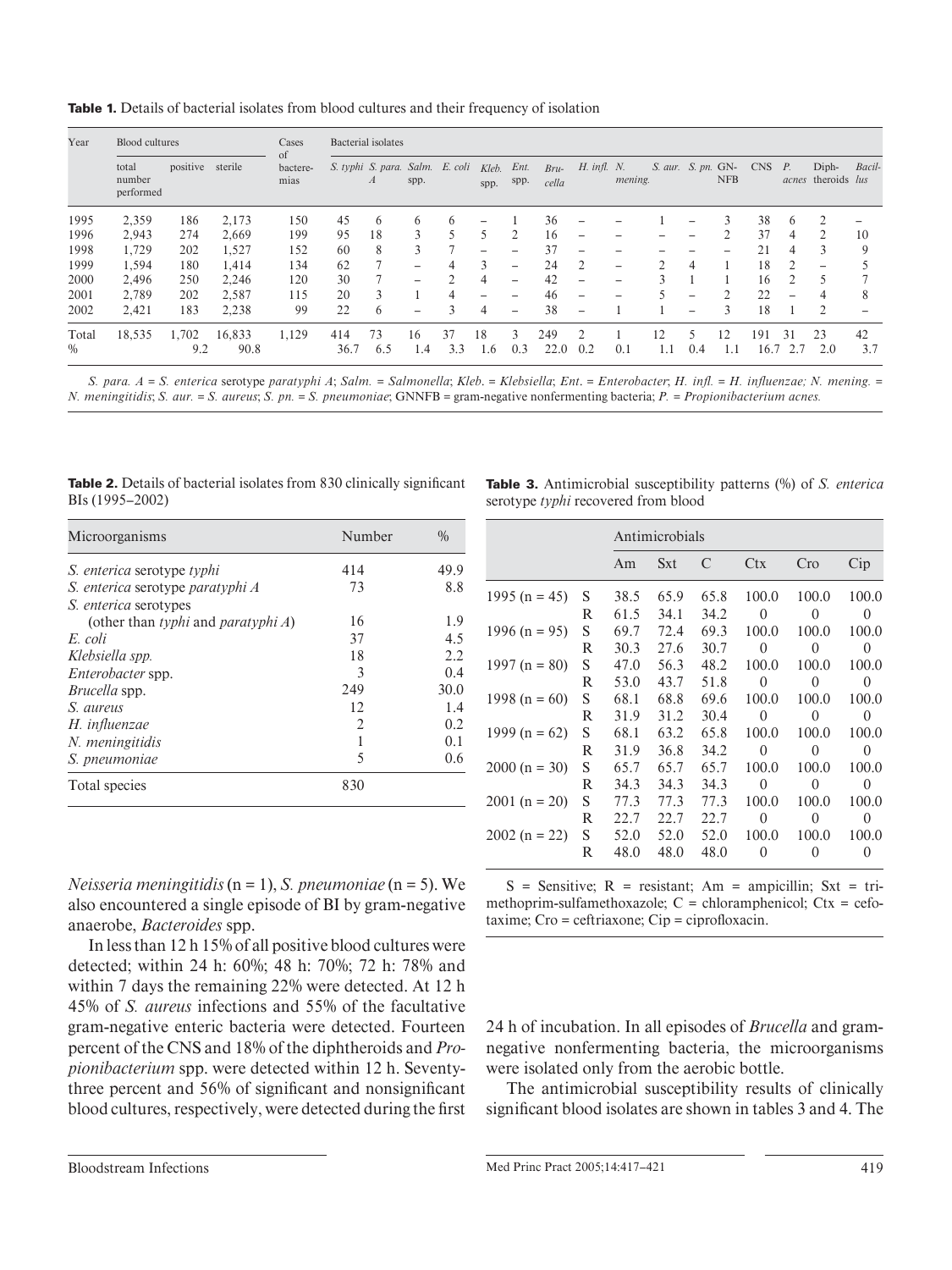**Table 1.** Details of bacterial isolates from blood cultures and their frequency of isolation

| Year | Blood cultures | | | Cases of bacteremias | Bacterial isolates | | | | | | | | | | | | | | | |
|---|---|---|---|---|---|---|---|---|---|---|---|---|---|---|---|---|---|---|---|---|
| | total number performed | positive | sterile | | *S. typhi* | *S. para. A* | *Salm.* spp. | *E. coli* | *Kleb.* spp. | *Ent.* spp. | *Brucella* | *H. infl.* | *N. mening.* | *S. aur.* | *S. pn.* | GN-NFB | CNS | *P. acnes* | Diphtheroids | *Bacillus* |
| 1995 | 2,359 | 186 | 2,173 | 150 | 45 | 6 | 6 | 6 | – | 1 | 36 | – | – | 1 | – | 3 | 38 | 6 | 2 | – |
| 1996 | 2,943 | 274 | 2,669 | 199 | 95 | 18 | 3 | 5 | 5 | 2 | 16 | – | – | – | – | 2 | 37 | 4 | 2 | 10 |
| 1998 | 1,729 | 202 | 1,527 | 152 | 60 | 8 | 3 | 7 | – | – | 37 | – | – | – | – | – | 21 | 4 | 3 | 9 |
| 1999 | 1,594 | 180 | 1,414 | 134 | 62 | 7 | – | 4 | 3 | – | 24 | 2 | – | 2 | 4 | 1 | 18 | 2 | – | 5 |
| 2000 | 2,496 | 250 | 2,246 | 120 | 30 | 7 | – | 2 | 4 | – | 42 | – | – | 3 | 1 | 1 | 16 | 2 | 5 | 7 |
| 2001 | 2,789 | 202 | 2,587 | 115 | 20 | 3 | 1 | 4 | – | – | 46 | – | – | 5 | – | 2 | 22 | – | 4 | 8 |
| 2002 | 2,421 | 183 | 2,238 | 99 | 22 | 6 | – | 3 | 4 | – | 38 | – | 1 | 1 | – | 3 | 18 | 1 | 2 | – |
| Total | 18,535 | 1,702 | 16,833 | 1,129 | 414 | 73 | 16 | 37 | 18 | 3 | 249 | 2 | 1 | 12 | 5 | 12 | 191 | 31 | 23 | 42 |
| % | | 9.2 | 90.8 | | 36.7 | 6.5 | 1.4 | 3.3 | 1.6 | 0.3 | 22.0 | 0.2 | 0.1 | 1.1 | 0.4 | 1.1 | 16.7 | 2.7 | 2.0 | 3.7 |

*S. para. A* = *S. enterica* serotype *paratyphi A*; *Salm.* = *Salmonella*; *Kleb.* = *Klebsiella*; *Ent.* = *Enterobacter*; *H. infl.* = *H. influenzae; N. mening.* = *N. meningitidis*; *S. aur.* = *S. aureus*; *S. pn.* = *S. pneumoniae*; GNNFB = gram-negative nonfermenting bacteria; *P.* = *Propionibacterium acnes.*

**Table 2.** Details of bacterial isolates from 830 clinically significant BIs (1995–2002)

| Microorganisms | Number | % |
|---|---|---|
| *S. enterica* serotype *typhi* | 414 | 49.9 |
| *S. enterica* serotype *paratyphi A* | 73 | 8.8 |
| *S. enterica* serotypes (other than *typhi* and *paratyphi A*) | 16 | 1.9 |
| *E. coli* | 37 | 4.5 |
| *Klebsiella spp.* | 18 | 2.2 |
| *Enterobacter* spp. | 3 | 0.4 |
| *Brucella* spp. | 249 | 30.0 |
| *S. aureus* | 12 | 1.4 |
| *H. influenzae* | 2 | 0.2 |
| *N. meningitidis* | 1 | 0.1 |
| *S. pneumoniae* | 5 | 0.6 |
| Total species | 830 | |

*Neisseria meningitidis* (n = 1), *S. pneumoniae* (n = 5). We also encountered a single episode of BI by gram-negative anaerobe, *Bacteroides* spp.

In less than 12 h 15% of all positive blood cultures were detected; within 24 h: 60%; 48 h: 70%; 72 h: 78% and within 7 days the remaining 22% were detected. At 12 h 45% of *S. aureus* infections and 55% of the facultative gram-negative enteric bacteria were detected. Fourteen percent of the CNS and 18% of the diphtheroids and *Propionibacterium* spp. were detected within 12 h. Seventy-three percent and 56% of significant and nonsignificant blood cultures, respectively, were detected during the first 24 h of incubation. In all episodes of *Brucella* and gram-negative nonfermenting bacteria, the microorganisms were isolated only from the aerobic bottle.

The antimicrobial susceptibility results of clinically significant blood isolates are shown in tables 3 and 4. The

**Table 3.** Antimicrobial susceptibility patterns (%) of *S. enterica* serotype *typhi* recovered from blood

| | | Antimicrobials | | | | | |
|---|---|---|---|---|---|---|---|
| | | Am | Sxt | C | Ctx | Cro | Cip |
| 1995 (n = 45) | S | 38.5 | 65.9 | 65.8 | 100.0 | 100.0 | 100.0 |
| | R | 61.5 | 34.1 | 34.2 | 0 | 0 | 0 |
| 1996 (n = 95) | S | 69.7 | 72.4 | 69.3 | 100.0 | 100.0 | 100.0 |
| | R | 30.3 | 27.6 | 30.7 | 0 | 0 | 0 |
| 1997 (n = 80) | S | 47.0 | 56.3 | 48.2 | 100.0 | 100.0 | 100.0 |
| | R | 53.0 | 43.7 | 51.8 | 0 | 0 | 0 |
| 1998 (n = 60) | S | 68.1 | 68.8 | 69.6 | 100.0 | 100.0 | 100.0 |
| | R | 31.9 | 31.2 | 30.4 | 0 | 0 | 0 |
| 1999 (n = 62) | S | 68.1 | 63.2 | 65.8 | 100.0 | 100.0 | 100.0 |
| | R | 31.9 | 36.8 | 34.2 | 0 | 0 | 0 |
| 2000 (n = 30) | S | 65.7 | 65.7 | 65.7 | 100.0 | 100.0 | 100.0 |
| | R | 34.3 | 34.3 | 34.3 | 0 | 0 | 0 |
| 2001 (n = 20) | S | 77.3 | 77.3 | 77.3 | 100.0 | 100.0 | 100.0 |
| | R | 22.7 | 22.7 | 22.7 | 0 | 0 | 0 |
| 2002 (n = 22) | S | 52.0 | 52.0 | 52.0 | 100.0 | 100.0 | 100.0 |
| | R | 48.0 | 48.0 | 48.0 | 0 | 0 | 0 |

S = Sensitive; R = resistant; Am = ampicillin; Sxt = trimethoprim-sulfamethoxazole; C = chloramphenicol; Ctx = cefotaxime; Cro = ceftriaxone; Cip = ciprofloxacin.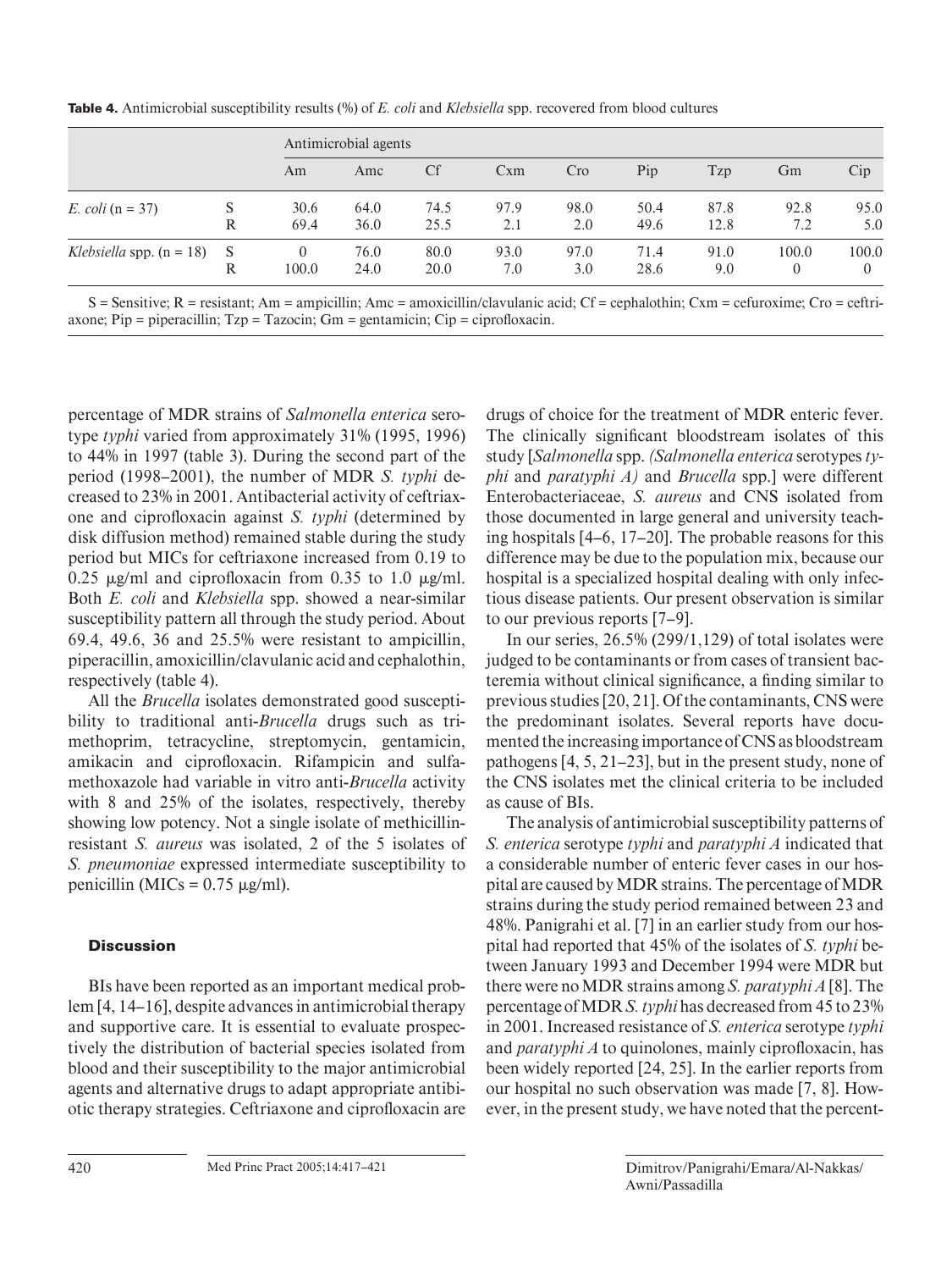**Table 4.** Antimicrobial susceptibility results (%) of *E. coli* and *Klebsiella* spp. recovered from blood cultures

| | | Antimicrobial agents | | | | | | | | |
|---|---|---|---|---|---|---|---|---|---|---|
| | | Am | Amc | Cf | Cxm | Cro | Pip | Tzp | Gm | Cip |
| *E. coli* (n = 37) | S | 30.6 | 64.0 | 74.5 | 97.9 | 98.0 | 50.4 | 87.8 | 92.8 | 95.0 |
| | R | 69.4 | 36.0 | 25.5 | 2.1 | 2.0 | 49.6 | 12.8 | 7.2 | 5.0 |
| *Klebsiella* spp. (n = 18) | S | 0 | 76.0 | 80.0 | 93.0 | 97.0 | 71.4 | 91.0 | 100.0 | 100.0 |
| | R | 100.0 | 24.0 | 20.0 | 7.0 | 3.0 | 28.6 | 9.0 | 0 | 0 |

S = Sensitive; R = resistant; Am = ampicillin; Amc = amoxicillin/clavulanic acid; Cf = cephalothin; Cxm = cefuroxime; Cro = ceftriaxone; Pip = piperacillin; Tzp = Tazocin; Gm = gentamicin; Cip = ciprofloxacin.

percentage of MDR strains of *Salmonella enterica* serotype *typhi* varied from approximately 31% (1995, 1996) to 44% in 1997 (table 3). During the second part of the period (1998–2001), the number of MDR *S. typhi* decreased to 23% in 2001. Antibacterial activity of ceftriaxone and ciprofloxacin against *S. typhi* (determined by disk diffusion method) remained stable during the study period but MICs for ceftriaxone increased from 0.19 to 0.25 μg/ml and ciprofloxacin from 0.35 to 1.0 μg/ml. Both *E. coli* and *Klebsiella* spp. showed a near-similar susceptibility pattern all through the study period. About 69.4, 49.6, 36 and 25.5% were resistant to ampicillin, piperacillin, amoxicillin/clavulanic acid and cephalothin, respectively (table 4).

All the *Brucella* isolates demonstrated good susceptibility to traditional anti-*Brucella* drugs such as trimethoprim, tetracycline, streptomycin, gentamicin, amikacin and ciprofloxacin. Rifampicin and sulfamethoxazole had variable in vitro anti-*Brucella* activity with 8 and 25% of the isolates, respectively, thereby showing low potency. Not a single isolate of methicillin-resistant *S. aureus* was isolated, 2 of the 5 isolates of *S. pneumoniae* expressed intermediate susceptibility to penicillin (MICs = 0.75 μg/ml).

## Discussion

BIs have been reported as an important medical problem [4, 14–16], despite advances in antimicrobial therapy and supportive care. It is essential to evaluate prospectively the distribution of bacterial species isolated from blood and their susceptibility to the major antimicrobial agents and alternative drugs to adapt appropriate antibiotic therapy strategies. Ceftriaxone and ciprofloxacin are drugs of choice for the treatment of MDR enteric fever. The clinically significant bloodstream isolates of this study [*Salmonella* spp. *(Salmonella enterica* serotypes *typhi* and *paratyphi A)* and *Brucella* spp.] were different Enterobacteriaceae, *S. aureus* and CNS isolated from those documented in large general and university teaching hospitals [4–6, 17–20]. The probable reasons for this difference may be due to the population mix, because our hospital is a specialized hospital dealing with only infectious disease patients. Our present observation is similar to our previous reports [7–9].

In our series, 26.5% (299/1,129) of total isolates were judged to be contaminants or from cases of transient bacteremia without clinical significance, a finding similar to previous studies [20, 21]. Of the contaminants, CNS were the predominant isolates. Several reports have documented the increasing importance of CNS as bloodstream pathogens [4, 5, 21–23], but in the present study, none of the CNS isolates met the clinical criteria to be included as cause of BIs.

The analysis of antimicrobial susceptibility patterns of *S. enterica* serotype *typhi* and *paratyphi A* indicated that a considerable number of enteric fever cases in our hospital are caused by MDR strains. The percentage of MDR strains during the study period remained between 23 and 48%. Panigrahi et al. [7] in an earlier study from our hospital had reported that 45% of the isolates of *S. typhi* between January 1993 and December 1994 were MDR but there were no MDR strains among *S. paratyphi A* [8]. The percentage of MDR *S. typhi* has decreased from 45 to 23% in 2001. Increased resistance of *S. enterica* serotype *typhi* and *paratyphi A* to quinolones, mainly ciprofloxacin, has been widely reported [24, 25]. In the earlier reports from our hospital no such observation was made [7, 8]. However, in the present study, we have noted that the percent-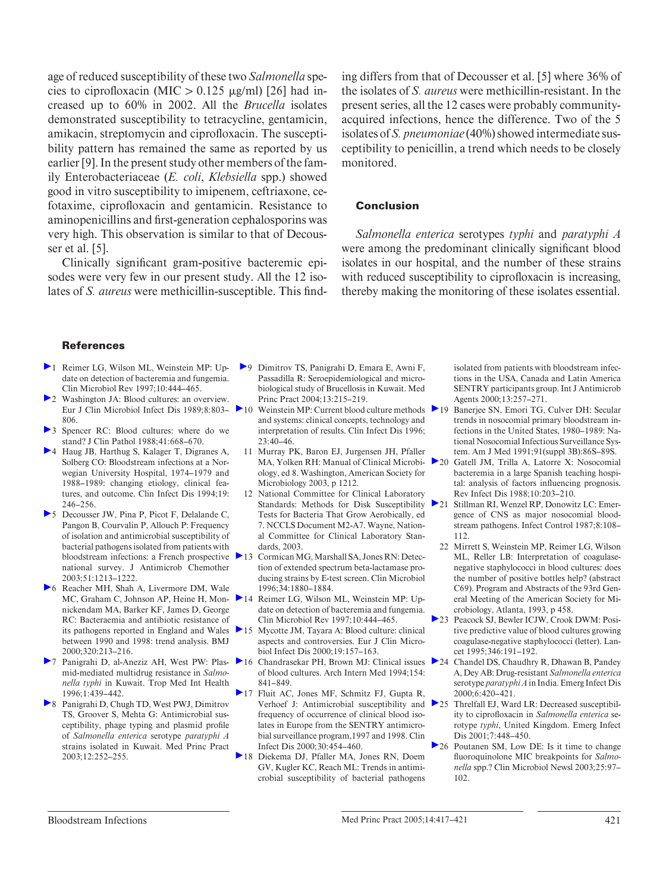age of reduced susceptibility of these two *Salmonella* species to ciprofloxacin (MIC > 0.125 μg/ml) [26] had increased up to 60% in 2002. All the *Brucella* isolates demonstrated susceptibility to tetracycline, gentamicin, amikacin, streptomycin and ciprofloxacin. The susceptibility pattern has remained the same as reported by us earlier [9]. In the present study other members of the family Enterobacteriaceae (*E. coli*, *Klebsiella* spp.) showed good in vitro susceptibility to imipenem, ceftriaxone, cefotaxime, ciprofloxacin and gentamicin. Resistance to aminopenicillins and first-generation cephalosporins was very high. This observation is similar to that of Decousser et al. [5].

Clinically significant gram-positive bacteremic episodes were very few in our present study. All the 12 isolates of *S. aureus* were methicillin-susceptible. This finding differs from that of Decousser et al. [5] where 36% of the isolates of *S. aureus* were methicillin-resistant. In the present series, all the 12 cases were probably community-acquired infections, hence the difference. Two of the 5 isolates of *S. pneumoniae* (40%) showed intermediate susceptibility to penicillin, a trend which needs to be closely monitored.

## Conclusion

*Salmonella enterica* serotypes *typhi* and *paratyphi A* were among the predominant clinically significant blood isolates in our hospital, and the number of these strains with reduced susceptibility to ciprofloxacin is increasing, thereby making the monitoring of these isolates essential.

## References

1. Reimer LG, Wilson ML, Weinstein MP: Update on detection of bacteremia and fungemia. Clin Microbiol Rev 1997;10:444–465.
2. Washington JA: Blood cultures: an overview. Eur J Clin Microbiol Infect Dis 1989;8:803–806.
3. Spencer RC: Blood cultures: where do we stand? J Clin Pathol 1988;41:668–670.
4. Haug JB, Harthug S, Kalager T, Digranes A, Solberg CO: Bloodstream infections at a Norwegian University Hospital, 1974–1979 and 1988–1989: changing etiology, clinical features, and outcome. Clin Infect Dis 1994;19:246–256.
5. Decousser JW, Pina P, Picot F, Delalande C, Pangon B, Courvalin P, Allouch P: Frequency of isolation and antimicrobial susceptibility of bacterial pathogens isolated from patients with bloodstream infections: a French prospective national survey. J Antimicrob Chemother 2003;51:1213–1222.
6. Reacher MH, Shah A, Livermore DM, Wale MC, Graham C, Johnson AP, Heine H, Monnickendam MA, Barker KF, James D, George RC: Bacteraemia and antibiotic resistance of its pathogens reported in England and Wales between 1990 and 1998: trend analysis. BMJ 2000;320:213–216.
7. Panigrahi D, al-Aneziz AH, West PW: Plasmid-mediated multidrug resistance in *Salmonella typhi* in Kuwait. Trop Med Int Health 1996;1:439–442.
8. Panigrahi D, Chugh TD, West PWJ, Dimitrov TS, Groover S, Mehta G: Antimicrobial susceptibility, phage typing and plasmid profile of *Salmonella enterica* serotype *paratyphi A* strains isolated in Kuwait. Med Princ Pract 2003;12:252–255.
9. Dimitrov TS, Panigrahi D, Emara E, Awni F, Passadilla R: Seroepidemiological and microbiological study of Brucellosis in Kuwait. Med Princ Pract 2004;13:215–219.
10. Weinstein MP: Current blood culture methods and systems: clinical concepts, technology and interpretation of results. Clin Infect Dis 1996;23:40–46.
11. Murray PK, Baron EJ, Jurgensen JH, Pfaller MA, Yolken RH: Manual of Clinical Microbiology, ed 8. Washington, American Society for Microbiology 2003, p 1212.
12. National Committee for Clinical Laboratory Standards: Methods for Disk Susceptibility Tests for Bacteria That Grow Aerobically, ed 7. NCCLS Document M2-A7. Wayne, National Committee for Clinical Laboratory Standards, 2003.
13. Cormican MG, Marshall SA, Jones RN: Detection of extended spectrum beta-lactamase producing strains by E-test screen. Clin Microbiol 1996;34:1880–1884.
14. Reimer LG, Wilson ML, Weinstein MP: Update on detection of bacteremia and fungemia. Clin Microbiol Rev 1997;10:444–465.
15. Mycotte JM, Tayara A: Blood culture: clinical aspects and controversies. Eur J Clin Microbiol Infect Dis 2000;19:157–163.
16. Chandrasekar PH, Brown MJ: Clinical issues of blood cultures. Arch Intern Med 1994;154:841–849.
17. Fluit AC, Jones MF, Schmitz FJ, Gupta R, Verhoef J: Antimicrobial susceptibility and frequency of occurrence of clinical blood isolates in Europe from the SENTRY antimicrobial surveillance program,1997 and 1998. Clin Infect Dis 2000;30:454–460.
18. Diekema DJ, Pfaller MA, Jones RN, Doem GV, Kugler KC, Reach ML: Trends in antimicrobial susceptibility of bacterial pathogens isolated from patients with bloodstream infections in the USA, Canada and Latin America SENTRY participants group. Int J Antimicrob Agents 2000;13:257–271.
19. Banerjee SN, Emori TG, Culver DH: Secular trends in nosocomial primary bloodstream infections in the United States, 1980–1989: National Nosocomial Infectious Surveillance System. Am J Med 1991;91(suppl 3B):86S–89S.
20. Gatell JM, Trilla A, Latorre X: Nosocomial bacteremia in a large Spanish teaching hospital: analysis of factors influencing prognosis. Rev Infect Dis 1988;10:203–210.
21. Stillman RI, Wenzel RP, Donowitz LC: Emergence of CNS as major nosocomial bloodstream pathogens. Infect Control 1987;8:108–112.
22. Mirrett S, Weinstein MP, Reimer LG, Wilson ML, Reller LB: Interpretation of coagulase-negative staphylococci in blood cultures: does the number of positive bottles help? (abstract C69). Program and Abstracts of the 93rd General Meeting of the American Society for Microbiology, Atlanta, 1993, p 458.
23. Peacock SJ, Bewler ICJW, Crook DWM: Positive predictive value of blood cultures growing coagulase-negative staphylococci (letter). Lancet 1995;346:191–192.
24. Chandel DS, Chaudhry R, Dhawan B, Pandey A, Dey AB: Drug-resistant *Salmonella enterica* serotype *paratyphi A* in India. Emerg Infect Dis 2000;6:420–421.
25. Threlfall EJ, Ward LR: Decreased susceptibility to ciprofloxacin in *Salmonella enterica* serotype *typhi*, United Kingdom. Emerg Infect Dis 2001;7:448–450.
26. Poutanen SM, Low DE: Is it time to change fluoroquinolone MIC breakpoints for *Salmonella* spp.? Clin Microbiol Newsl 2003;25:97–102.